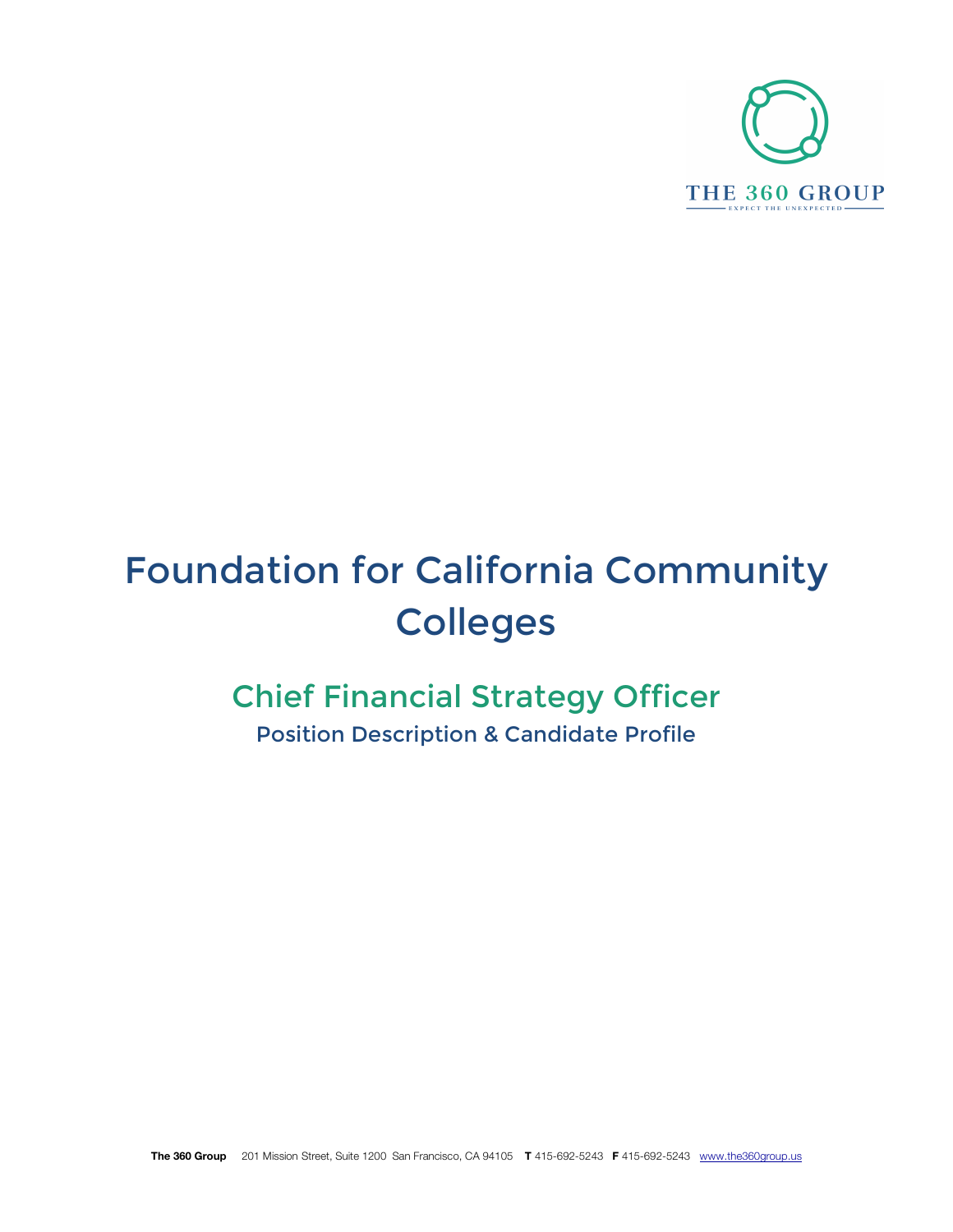THE 360 GROUP

EXPECT THE UNEXPECTED

# Foundation for California Community Colleges

## Chief Financial Strategy Officer

### Position Description & Candidate Profile

**The 360 Group** 201 Mission Street, Suite 1200 San Francisco, CA 94105 **T** 415-692-5243 **F** 415-692-5243 www.the360group.us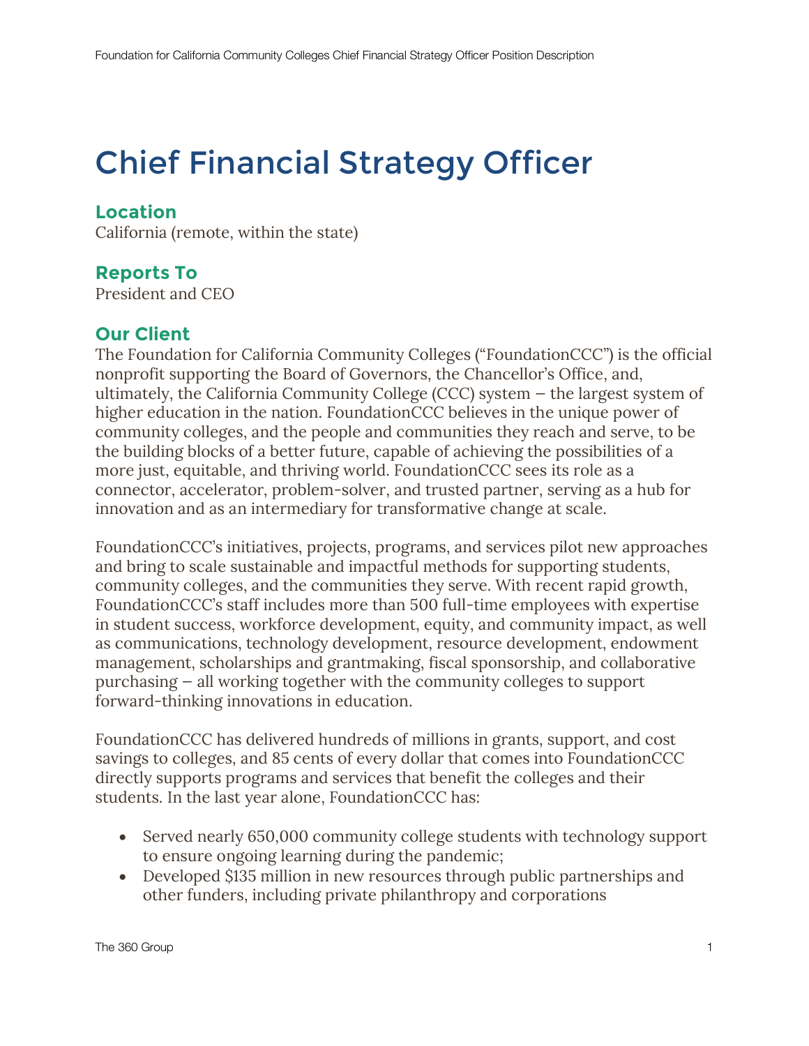# Chief Financial Strategy Officer

### Location

California (remote, within the state)

### Reports To

President and CEO

### Our Client

The Foundation for California Community Colleges ("FoundationCCC") is the official nonprofit supporting the Board of Governors, the Chancellor's Office, and, ultimately, the California Community College (CCC) system – the largest system of higher education in the nation. FoundationCCC believes in the unique power of community colleges, and the people and communities they reach and serve, to be the building blocks of a better future, capable of achieving the possibilities of a more just, equitable, and thriving world. FoundationCCC sees its role as a connector, accelerator, problem-solver, and trusted partner, serving as a hub for innovation and as an intermediary for transformative change at scale.

FoundationCCC's initiatives, projects, programs, and services pilot new approaches and bring to scale sustainable and impactful methods for supporting students, community colleges, and the communities they serve. With recent rapid growth, FoundationCCC's staff includes more than 500 full-time employees with expertise in student success, workforce development, equity, and community impact, as well as communications, technology development, resource development, endowment management, scholarships and grantmaking, fiscal sponsorship, and collaborative purchasing – all working together with the community colleges to support forward-thinking innovations in education.

FoundationCCC has delivered hundreds of millions in grants, support, and cost savings to colleges, and 85 cents of every dollar that comes into FoundationCCC directly supports programs and services that benefit the colleges and their students. In the last year alone, FoundationCCC has:

- Served nearly 650,000 community college students with technology support to ensure ongoing learning during the pandemic;
- Developed $135 million in new resources through public partnerships and other funders, including private philanthropy and corporations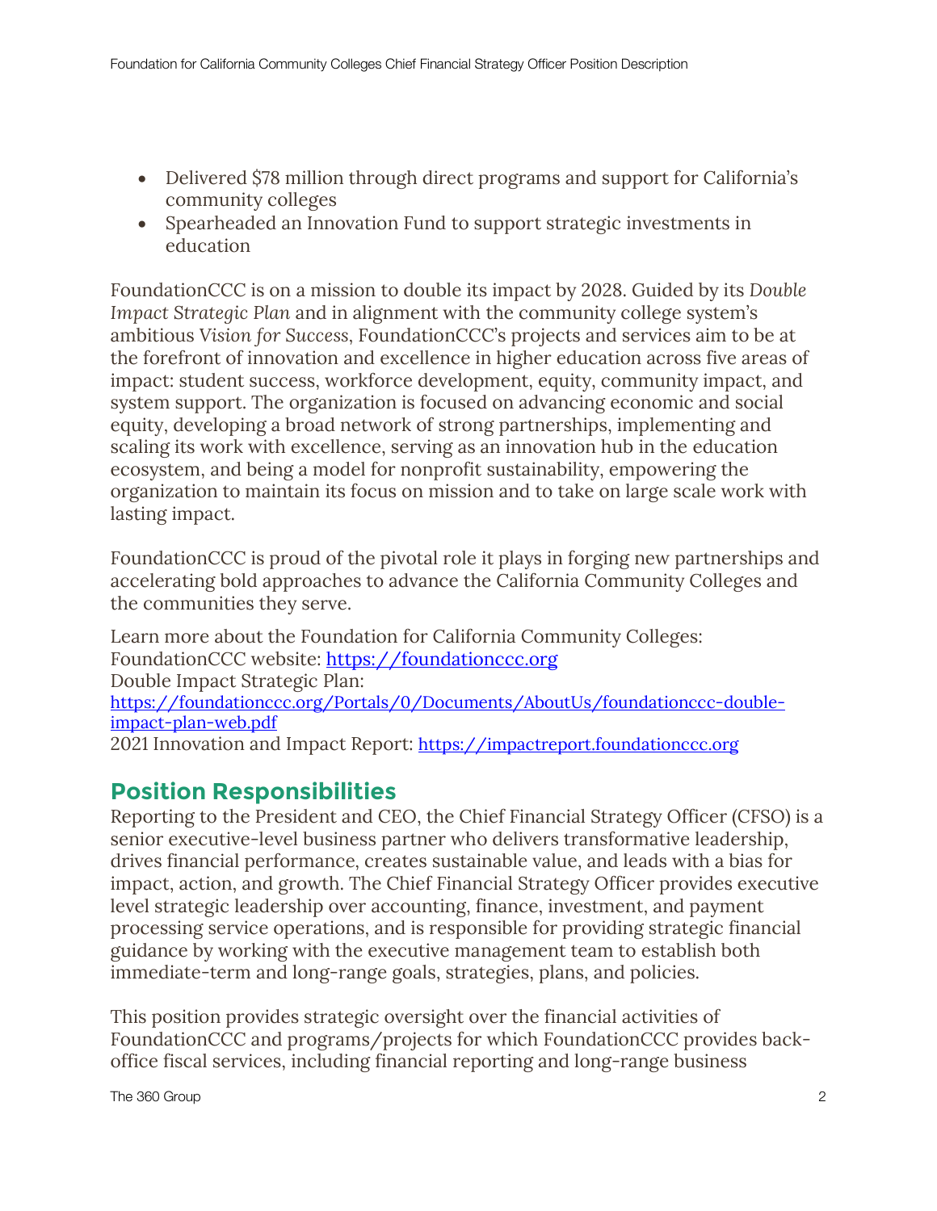- Delivered $78 million through direct programs and support for California's community colleges
- Spearheaded an Innovation Fund to support strategic investments in education

FoundationCCC is on a mission to double its impact by 2028. Guided by its *Double Impact Strategic Plan* and in alignment with the community college system's ambitious *Vision for Success*, FoundationCCC's projects and services aim to be at the forefront of innovation and excellence in higher education across five areas of impact: student success, workforce development, equity, community impact, and system support. The organization is focused on advancing economic and social equity, developing a broad network of strong partnerships, implementing and scaling its work with excellence, serving as an innovation hub in the education ecosystem, and being a model for nonprofit sustainability, empowering the organization to maintain its focus on mission and to take on large scale work with lasting impact.

FoundationCCC is proud of the pivotal role it plays in forging new partnerships and accelerating bold approaches to advance the California Community Colleges and the communities they serve.

Learn more about the Foundation for California Community Colleges:
FoundationCCC website: [https://foundationccc.org](https://foundationccc.org)
Double Impact Strategic Plan:
[https://foundationccc.org/Portals/0/Documents/AboutUs/foundationccc-double-impact-plan-web.pdf](https://foundationccc.org/Portals/0/Documents/AboutUs/foundationccc-double-impact-plan-web.pdf)
2021 Innovation and Impact Report: [https://impactreport.foundationccc.org](https://impactreport.foundationccc.org)

## Position Responsibilities

Reporting to the President and CEO, the Chief Financial Strategy Officer (CFSO) is a senior executive-level business partner who delivers transformative leadership, drives financial performance, creates sustainable value, and leads with a bias for impact, action, and growth. The Chief Financial Strategy Officer provides executive level strategic leadership over accounting, finance, investment, and payment processing service operations, and is responsible for providing strategic financial guidance by working with the executive management team to establish both immediate-term and long-range goals, strategies, plans, and policies.

This position provides strategic oversight over the financial activities of FoundationCCC and programs/projects for which FoundationCCC provides back-office fiscal services, including financial reporting and long-range business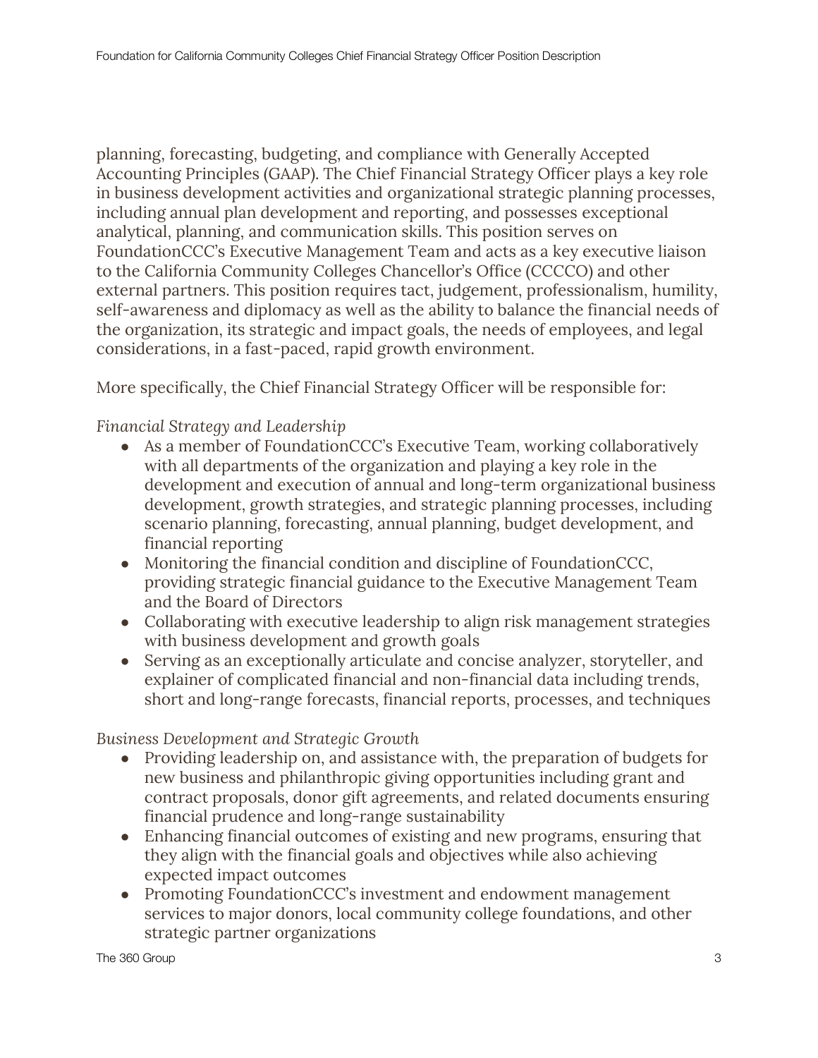planning, forecasting, budgeting, and compliance with Generally Accepted Accounting Principles (GAAP). The Chief Financial Strategy Officer plays a key role in business development activities and organizational strategic planning processes, including annual plan development and reporting, and possesses exceptional analytical, planning, and communication skills. This position serves on FoundationCCC's Executive Management Team and acts as a key executive liaison to the California Community Colleges Chancellor's Office (CCCCO) and other external partners. This position requires tact, judgement, professionalism, humility, self-awareness and diplomacy as well as the ability to balance the financial needs of the organization, its strategic and impact goals, the needs of employees, and legal considerations, in a fast-paced, rapid growth environment.

More specifically, the Chief Financial Strategy Officer will be responsible for:

*Financial Strategy and Leadership*

- As a member of FoundationCCC's Executive Team, working collaboratively with all departments of the organization and playing a key role in the development and execution of annual and long-term organizational business development, growth strategies, and strategic planning processes, including scenario planning, forecasting, annual planning, budget development, and financial reporting
- Monitoring the financial condition and discipline of FoundationCCC, providing strategic financial guidance to the Executive Management Team and the Board of Directors
- Collaborating with executive leadership to align risk management strategies with business development and growth goals
- Serving as an exceptionally articulate and concise analyzer, storyteller, and explainer of complicated financial and non-financial data including trends, short and long-range forecasts, financial reports, processes, and techniques

*Business Development and Strategic Growth*

- Providing leadership on, and assistance with, the preparation of budgets for new business and philanthropic giving opportunities including grant and contract proposals, donor gift agreements, and related documents ensuring financial prudence and long-range sustainability
- Enhancing financial outcomes of existing and new programs, ensuring that they align with the financial goals and objectives while also achieving expected impact outcomes
- Promoting FoundationCCC's investment and endowment management services to major donors, local community college foundations, and other strategic partner organizations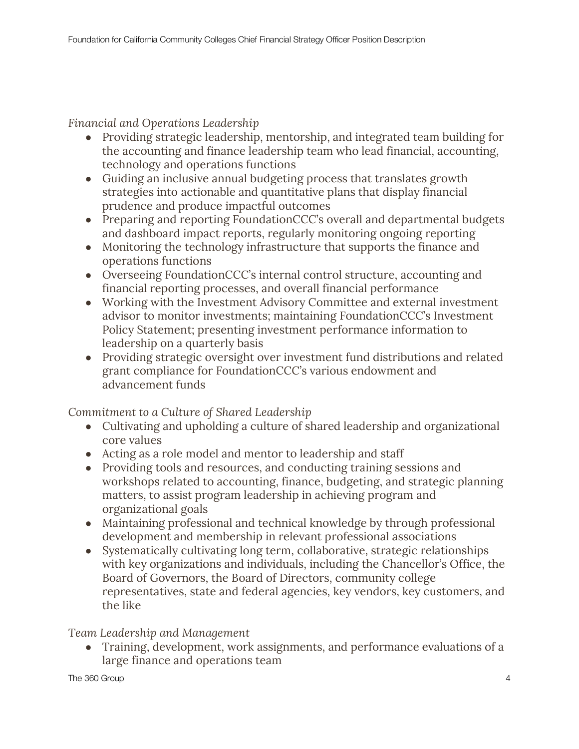*Financial and Operations Leadership*

- Providing strategic leadership, mentorship, and integrated team building for the accounting and finance leadership team who lead financial, accounting, technology and operations functions
- Guiding an inclusive annual budgeting process that translates growth strategies into actionable and quantitative plans that display financial prudence and produce impactful outcomes
- Preparing and reporting FoundationCCC's overall and departmental budgets and dashboard impact reports, regularly monitoring ongoing reporting
- Monitoring the technology infrastructure that supports the finance and operations functions
- Overseeing FoundationCCC's internal control structure, accounting and financial reporting processes, and overall financial performance
- Working with the Investment Advisory Committee and external investment advisor to monitor investments; maintaining FoundationCCC's Investment Policy Statement; presenting investment performance information to leadership on a quarterly basis
- Providing strategic oversight over investment fund distributions and related grant compliance for FoundationCCC's various endowment and advancement funds

*Commitment to a Culture of Shared Leadership*

- Cultivating and upholding a culture of shared leadership and organizational core values
- Acting as a role model and mentor to leadership and staff
- Providing tools and resources, and conducting training sessions and workshops related to accounting, finance, budgeting, and strategic planning matters, to assist program leadership in achieving program and organizational goals
- Maintaining professional and technical knowledge by through professional development and membership in relevant professional associations
- Systematically cultivating long term, collaborative, strategic relationships with key organizations and individuals, including the Chancellor's Office, the Board of Governors, the Board of Directors, community college representatives, state and federal agencies, key vendors, key customers, and the like

*Team Leadership and Management*

- Training, development, work assignments, and performance evaluations of a large finance and operations team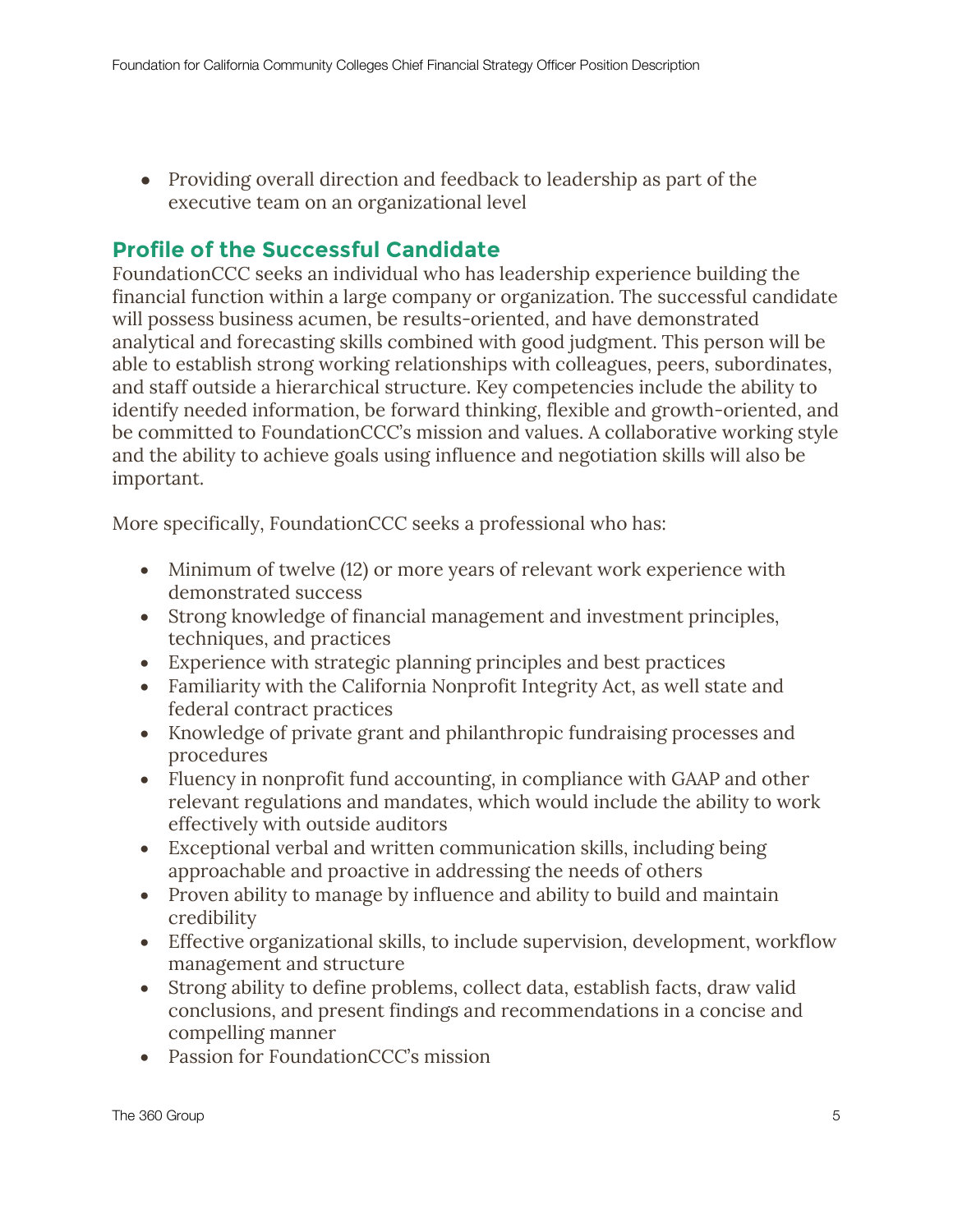- Providing overall direction and feedback to leadership as part of the executive team on an organizational level

## Profile of the Successful Candidate

FoundationCCC seeks an individual who has leadership experience building the financial function within a large company or organization. The successful candidate will possess business acumen, be results-oriented, and have demonstrated analytical and forecasting skills combined with good judgment. This person will be able to establish strong working relationships with colleagues, peers, subordinates, and staff outside a hierarchical structure. Key competencies include the ability to identify needed information, be forward thinking, flexible and growth-oriented, and be committed to FoundationCCC's mission and values. A collaborative working style and the ability to achieve goals using influence and negotiation skills will also be important.

More specifically, FoundationCCC seeks a professional who has:

- Minimum of twelve (12) or more years of relevant work experience with demonstrated success
- Strong knowledge of financial management and investment principles, techniques, and practices
- Experience with strategic planning principles and best practices
- Familiarity with the California Nonprofit Integrity Act, as well state and federal contract practices
- Knowledge of private grant and philanthropic fundraising processes and procedures
- Fluency in nonprofit fund accounting, in compliance with GAAP and other relevant regulations and mandates, which would include the ability to work effectively with outside auditors
- Exceptional verbal and written communication skills, including being approachable and proactive in addressing the needs of others
- Proven ability to manage by influence and ability to build and maintain credibility
- Effective organizational skills, to include supervision, development, workflow management and structure
- Strong ability to define problems, collect data, establish facts, draw valid conclusions, and present findings and recommendations in a concise and compelling manner
- Passion for FoundationCCC's mission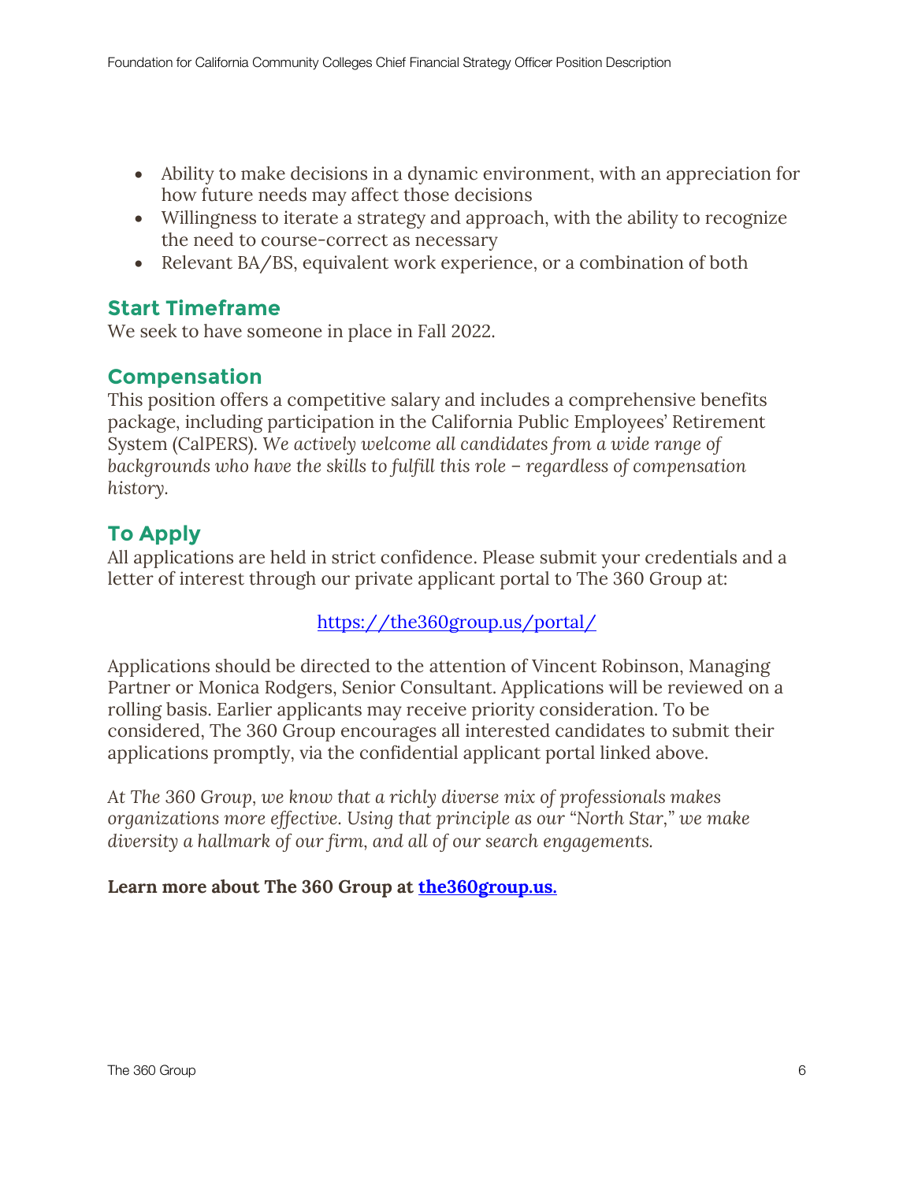- Ability to make decisions in a dynamic environment, with an appreciation for how future needs may affect those decisions
- Willingness to iterate a strategy and approach, with the ability to recognize the need to course-correct as necessary
- Relevant BA/BS, equivalent work experience, or a combination of both

## Start Timeframe

We seek to have someone in place in Fall 2022.

## Compensation

This position offers a competitive salary and includes a comprehensive benefits package, including participation in the California Public Employees' Retirement System (CalPERS). *We actively welcome all candidates from a wide range of backgrounds who have the skills to fulfill this role – regardless of compensation history.*

## To Apply

All applications are held in strict confidence. Please submit your credentials and a letter of interest through our private applicant portal to The 360 Group at:

https://the360group.us/portal/

Applications should be directed to the attention of Vincent Robinson, Managing Partner or Monica Rodgers, Senior Consultant. Applications will be reviewed on a rolling basis. Earlier applicants may receive priority consideration. To be considered, The 360 Group encourages all interested candidates to submit their applications promptly, via the confidential applicant portal linked above.

*At The 360 Group, we know that a richly diverse mix of professionals makes organizations more effective. Using that principle as our "North Star," we make diversity a hallmark of our firm, and all of our search engagements.*

**Learn more about The 360 Group at the360group.us.**